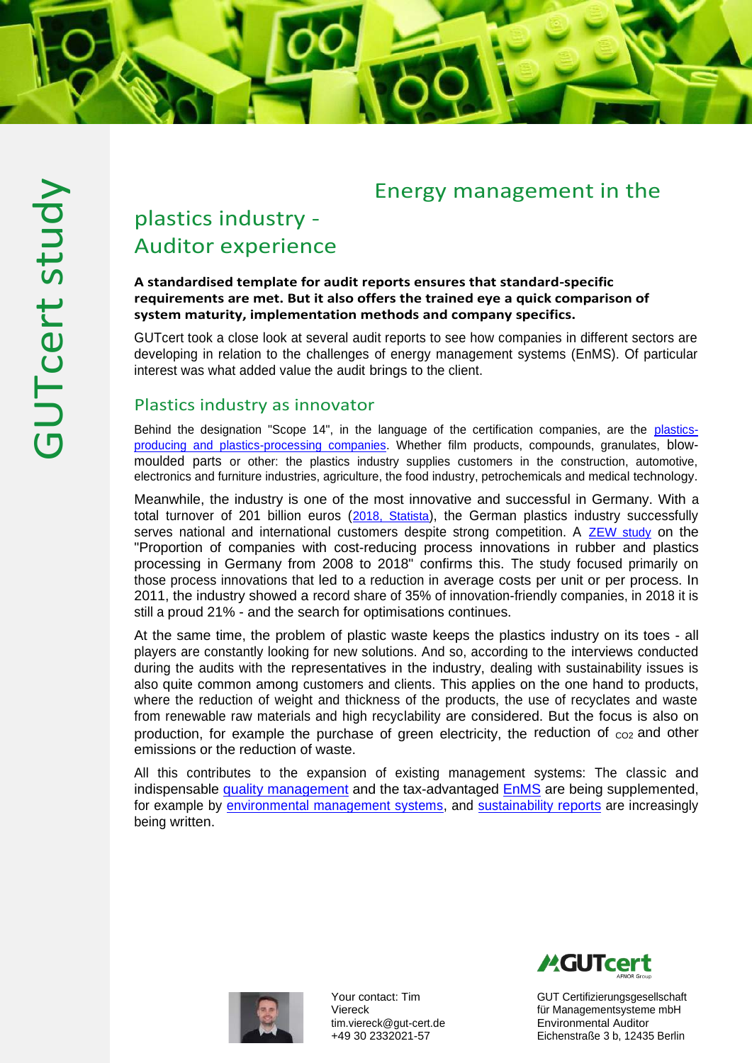GUTcert study

# Energy management in the plastics industry - Auditor experience

**A standardised template for audit reports ensures that standard-specific requirements are met. But it also offers the trained eye a quick comparison of system maturity, implementation methods and company specifics.**

GUTcert took a close look at several audit reports to see how companies in different sectors are developing in relation to the challenges of energy management systems (EnMS). Of particular interest was what added value the audit brings to the client.

## Plastics industry as innovator

Behind the designation "Scope 14", in the language of the certification companies, are the plastics-producing and plastics-processing companies. Whether film products, compounds, granulates, blow-moulded parts or other: the plastics industry supplies customers in the construction, automotive, electronics and furniture industries, agriculture, the food industry, petrochemicals and medical technology.

Meanwhile, the industry is one of the most innovative and successful in Germany. With a total turnover of 201 billion euros (2018, Statista), the German plastics industry successfully serves national and international customers despite strong competition. A ZEW study on the "Proportion of companies with cost-reducing process innovations in rubber and plastics processing in Germany from 2008 to 2018" confirms this. The study focused primarily on those process innovations that led to a reduction in average costs per unit or per process. In 2011, the industry showed a record share of 35% of innovation-friendly companies, in 2018 it is still a proud 21% - and the search for optimisations continues.

At the same time, the problem of plastic waste keeps the plastics industry on its toes - all players are constantly looking for new solutions. And so, according to the interviews conducted during the audits with the representatives in the industry, dealing with sustainability issues is also quite common among customers and clients. This applies on the one hand to products, where the reduction of weight and thickness of the products, the use of recyclates and waste from renewable raw materials and high recyclability are considered. But the focus is also on production, for example the purchase of green electricity, the reduction of $CO_2$ and other emissions or the reduction of waste.

All this contributes to the expansion of existing management systems: The classic and indispensable quality management and the tax-advantaged EnMS are being supplemented, for example by environmental management systems, and sustainability reports are increasingly being written.

Your contact: Tim Viereck
tim.viereck@gut-cert.de
+49 30 2332021-57

GUT Certifizierungsgesellschaft für Managementsysteme mbH
Environmental Auditor
Eichenstraße 3 b, 12435 Berlin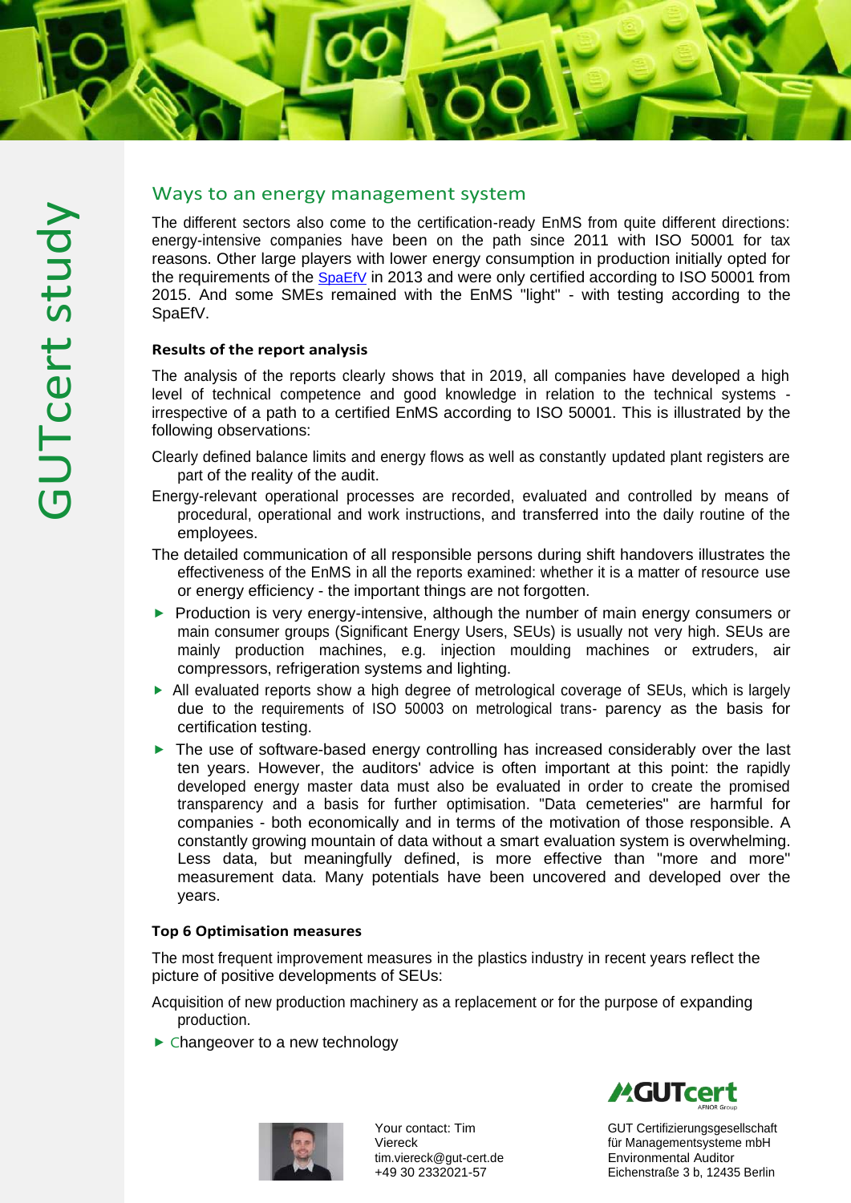## Ways to an energy management system

The different sectors also come to the certification-ready EnMS from quite different directions: energy-intensive companies have been on the path since 2011 with ISO 50001 for tax reasons. Other large players with lower energy consumption in production initially opted for the requirements of the SpaEfV in 2013 and were only certified according to ISO 50001 from 2015. And some SMEs remained with the EnMS "light" - with testing according to the SpaEfV.

### Results of the report analysis

The analysis of the reports clearly shows that in 2019, all companies have developed a high level of technical competence and good knowledge in relation to the technical systems - irrespective of a path to a certified EnMS according to ISO 50001. This is illustrated by the following observations:

- Clearly defined balance limits and energy flows as well as constantly updated plant registers are part of the reality of the audit.
- Energy-relevant operational processes are recorded, evaluated and controlled by means of procedural, operational and work instructions, and transferred into the daily routine of the employees.
- The detailed communication of all responsible persons during shift handovers illustrates the effectiveness of the EnMS in all the reports examined: whether it is a matter of resource use or energy efficiency - the important things are not forgotten.
- Production is very energy-intensive, although the number of main energy consumers or main consumer groups (Significant Energy Users, SEUs) is usually not very high. SEUs are mainly production machines, e.g. injection moulding machines or extruders, air compressors, refrigeration systems and lighting.
- All evaluated reports show a high degree of metrological coverage of SEUs, which is largely due to the requirements of ISO 50003 on metrological trans- parency as the basis for certification testing.
- The use of software-based energy controlling has increased considerably over the last ten years. However, the auditors' advice is often important at this point: the rapidly developed energy master data must also be evaluated in order to create the promised transparency and a basis for further optimisation. "Data cemeteries" are harmful for companies - both economically and in terms of the motivation of those responsible. A constantly growing mountain of data without a smart evaluation system is overwhelming. Less data, but meaningfully defined, is more effective than "more and more" measurement data. Many potentials have been uncovered and developed over the years.

### Top 6 Optimisation measures

The most frequent improvement measures in the plastics industry in recent years reflect the picture of positive developments of SEUs:

- Acquisition of new production machinery as a replacement or for the purpose of expanding production.
- Changeover to a new technology

Your contact: Tim Viereck
tim.viereck@gut-cert.de
+49 30 2332021-57

GUTcert
AFNOR Group

GUT Certifizierungsgesellschaft für Managementsysteme mbH
Environmental Auditor
Eichenstraße 3 b, 12435 Berlin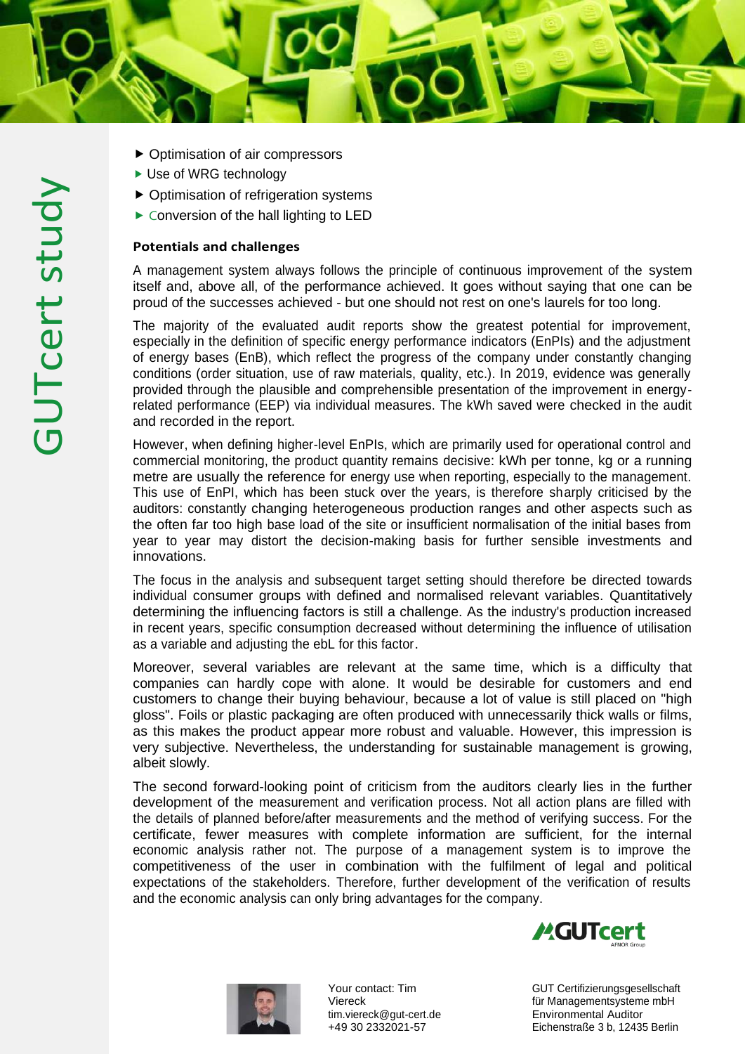- Optimisation of air compressors
- Use of WRG technology
- Optimisation of refrigeration systems
- Conversion of the hall lighting to LED

**Potentials and challenges**

A management system always follows the principle of continuous improvement of the system itself and, above all, of the performance achieved. It goes without saying that one can be proud of the successes achieved - but one should not rest on one's laurels for too long.

The majority of the evaluated audit reports show the greatest potential for improvement, especially in the definition of specific energy performance indicators (EnPIs) and the adjustment of energy bases (EnB), which reflect the progress of the company under constantly changing conditions (order situation, use of raw materials, quality, etc.). In 2019, evidence was generally provided through the plausible and comprehensible presentation of the improvement in energy-related performance (EEP) via individual measures. The kWh saved were checked in the audit and recorded in the report.

However, when defining higher-level EnPIs, which are primarily used for operational control and commercial monitoring, the product quantity remains decisive: kWh per tonne, kg or a running metre are usually the reference for energy use when reporting, especially to the management. This use of EnPI, which has been stuck over the years, is therefore sharply criticised by the auditors: constantly changing heterogeneous production ranges and other aspects such as the often far too high base load of the site or insufficient normalisation of the initial bases from year to year may distort the decision-making basis for further sensible investments and innovations.

The focus in the analysis and subsequent target setting should therefore be directed towards individual consumer groups with defined and normalised relevant variables. Quantitatively determining the influencing factors is still a challenge. As the industry's production increased in recent years, specific consumption decreased without determining the influence of utilisation as a variable and adjusting the ebL for this factor.

Moreover, several variables are relevant at the same time, which is a difficulty that companies can hardly cope with alone. It would be desirable for customers and end customers to change their buying behaviour, because a lot of value is still placed on "high gloss". Foils or plastic packaging are often produced with unnecessarily thick walls or films, as this makes the product appear more robust and valuable. However, this impression is very subjective. Nevertheless, the understanding for sustainable management is growing, albeit slowly.

The second forward-looking point of criticism from the auditors clearly lies in the further development of the measurement and verification process. Not all action plans are filled with the details of planned before/after measurements and the method of verifying success. For the certificate, fewer measures with complete information are sufficient, for the internal economic analysis rather not. The purpose of a management system is to improve the competitiveness of the user in combination with the fulfilment of legal and political expectations of the stakeholders. Therefore, further development of the verification of results and the economic analysis can only bring advantages for the company.

Your contact: Tim Viereck
tim.viereck@gut-cert.de
+49 30 2332021-57

GUT Certifizierungsgesellschaft für Managementsysteme mbH
Environmental Auditor
Eichenstraße 3 b, 12435 Berlin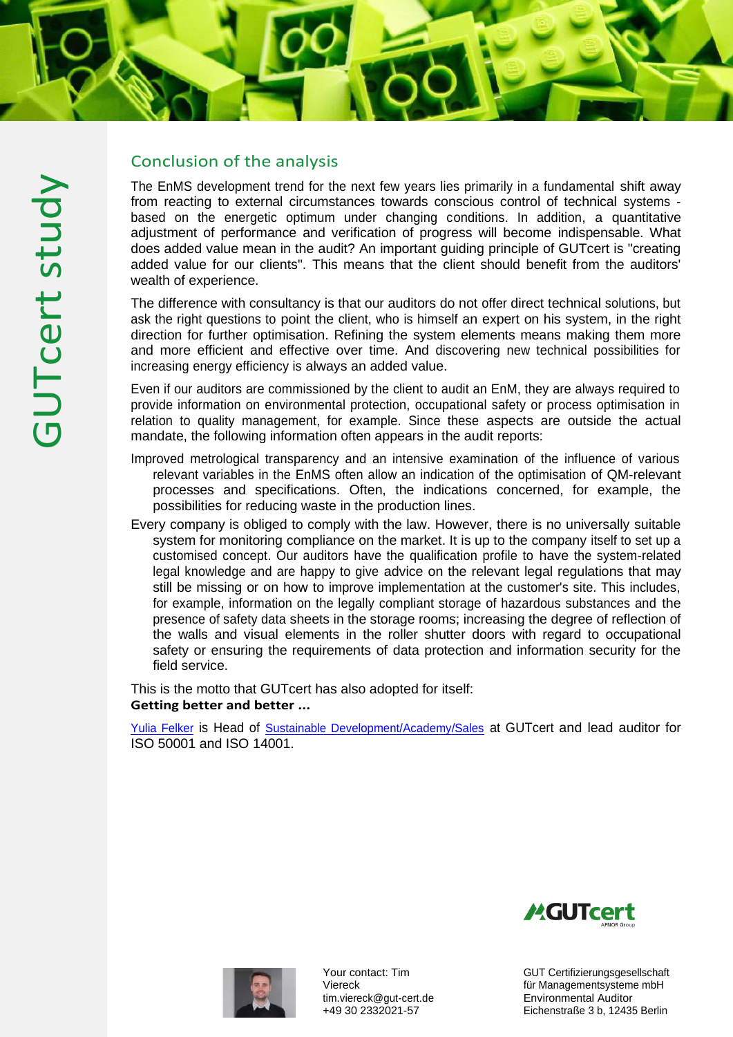## Conclusion of the analysis

The EnMS development trend for the next few years lies primarily in a fundamental shift away from reacting to external circumstances towards conscious control of technical systems - based on the energetic optimum under changing conditions. In addition, a quantitative adjustment of performance and verification of progress will become indispensable. What does added value mean in the audit? An important guiding principle of GUTcert is "creating added value for our clients". This means that the client should benefit from the auditors' wealth of experience.

The difference with consultancy is that our auditors do not offer direct technical solutions, but ask the right questions to point the client, who is himself an expert on his system, in the right direction for further optimisation. Refining the system elements means making them more and more efficient and effective over time. And discovering new technical possibilities for increasing energy efficiency is always an added value.

Even if our auditors are commissioned by the client to audit an EnM, they are always required to provide information on environmental protection, occupational safety or process optimisation in relation to quality management, for example. Since these aspects are outside the actual mandate, the following information often appears in the audit reports:

Improved metrological transparency and an intensive examination of the influence of various relevant variables in the EnMS often allow an indication of the optimisation of QM-relevant processes and specifications. Often, the indications concerned, for example, the possibilities for reducing waste in the production lines.

Every company is obliged to comply with the law. However, there is no universally suitable system for monitoring compliance on the market. It is up to the company itself to set up a customised concept. Our auditors have the qualification profile to have the system-related legal knowledge and are happy to give advice on the relevant legal regulations that may still be missing or on how to improve implementation at the customer's site. This includes, for example, information on the legally compliant storage of hazardous substances and the presence of safety data sheets in the storage rooms; increasing the degree of reflection of the walls and visual elements in the roller shutter doors with regard to occupational safety or ensuring the requirements of data protection and information security for the field service.

This is the motto that GUTcert has also adopted for itself:
**Getting better and better ...**

Yulia Felker is Head of Sustainable Development/Academy/Sales at GUTcert and lead auditor for ISO 50001 and ISO 14001.

Your contact: Tim Viereck
tim.viereck@gut-cert.de
+49 30 2332021-57

GUT Certifizierungsgesellschaft für Managementsysteme mbH
Environmental Auditor
Eichenstraße 3 b, 12435 Berlin